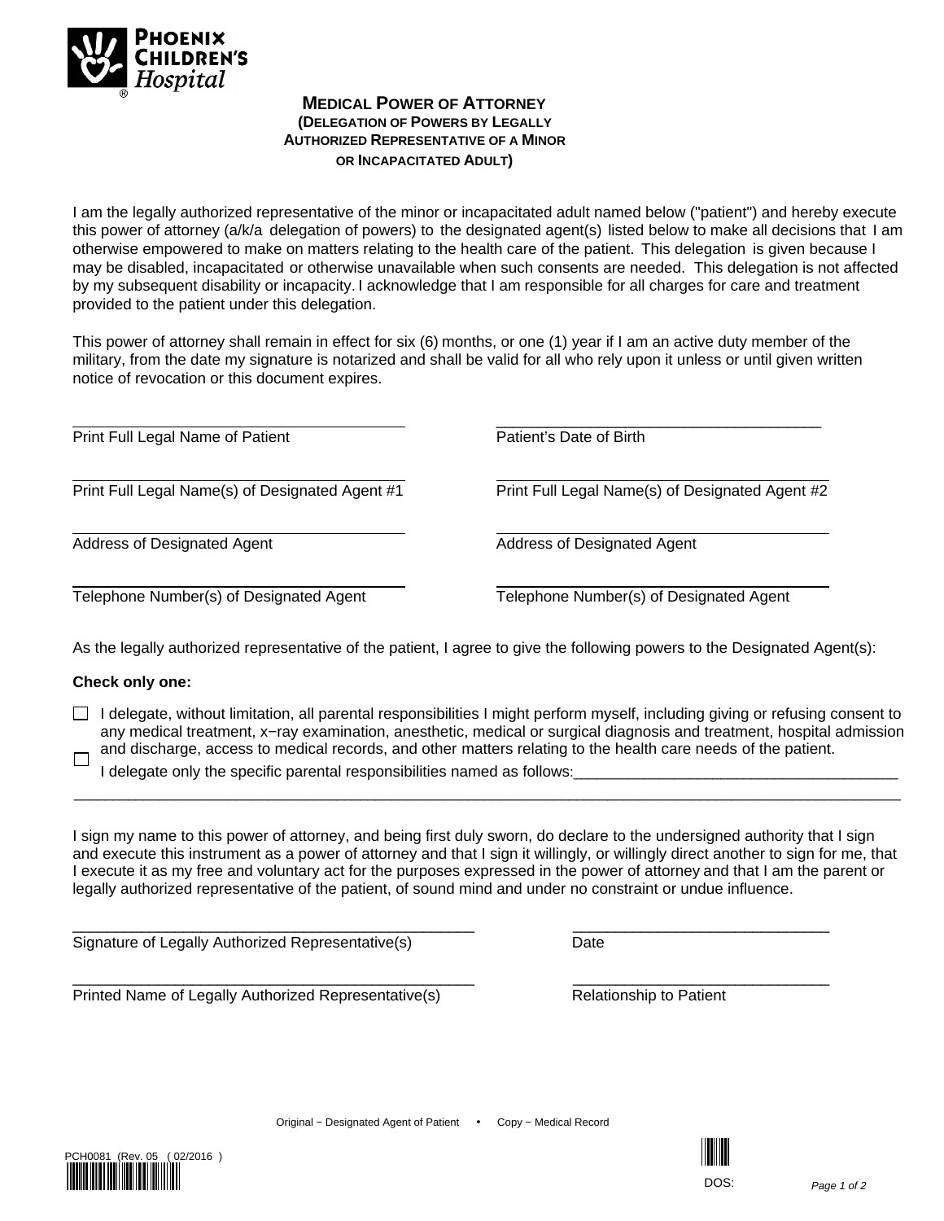Phoenix Children's Hospital

# MEDICAL POWER OF ATTORNEY
## (DELEGATION OF POWERS BY LEGALLY AUTHORIZED REPRESENTATIVE OF A MINOR OR INCAPACITATED ADULT)

I am the legally authorized representative of the minor or incapacitated adult named below ("patient") and hereby execute this power of attorney (a/k/a delegation of powers) to the designated agent(s) listed below to make all decisions that I am otherwise empowered to make on matters relating to the health care of the patient. This delegation is given because I may be disabled, incapacitated or otherwise unavailable when such consents are needed. This delegation is not affected by my subsequent disability or incapacity. I acknowledge that I am responsible for all charges for care and treatment provided to the patient under this delegation.

This power of attorney shall remain in effect for six (6) months, or one (1) year if I am an active duty member of the military, from the date my signature is notarized and shall be valid for all who rely upon it unless or until given written notice of revocation or this document expires.

| | |
|---|---|
| ______________________________ | ______________________________ |
| Print Full Legal Name of Patient | Patient's Date of Birth |
| ______________________________ | ______________________________ |
| Print Full Legal Name(s) of Designated Agent #1 | Print Full Legal Name(s) of Designated Agent #2 |
| ______________________________ | ______________________________ |
| Address of Designated Agent | Address of Designated Agent |
| ______________________________ | ______________________________ |
| Telephone Number(s) of Designated Agent | Telephone Number(s) of Designated Agent |

As the legally authorized representative of the patient, I agree to give the following powers to the Designated Agent(s):

**Check only one:**

- ☐ I delegate, without limitation, all parental responsibilities I might perform myself, including giving or refusing consent to any medical treatment, x−ray examination, anesthetic, medical or surgical diagnosis and treatment, hospital admission and discharge, access to medical records, and other matters relating to the health care needs of the patient.
- ☐ I delegate only the specific parental responsibilities named as follows:_______________________________________

_____________________________________________________________________________________________

I sign my name to this power of attorney, and being first duly sworn, do declare to the undersigned authority that I sign and execute this instrument as a power of attorney and that I sign it willingly, or willingly direct another to sign for me, that I execute it as my free and voluntary act for the purposes expressed in the power of attorney and that I am the parent or legally authorized representative of the patient, of sound mind and under no constraint or undue influence.

| | |
|---|---|
| ______________________________ | ______________________________ |
| Signature of Legally Authorized Representative(s) | Date |
| ______________________________ | ______________________________ |
| Printed Name of Legally Authorized Representative(s) | Relationship to Patient |

Original − Designated Agent of Patient • Copy − Medical Record

PCH0081 (Rev. 05 ( 02/2016 )

DOS: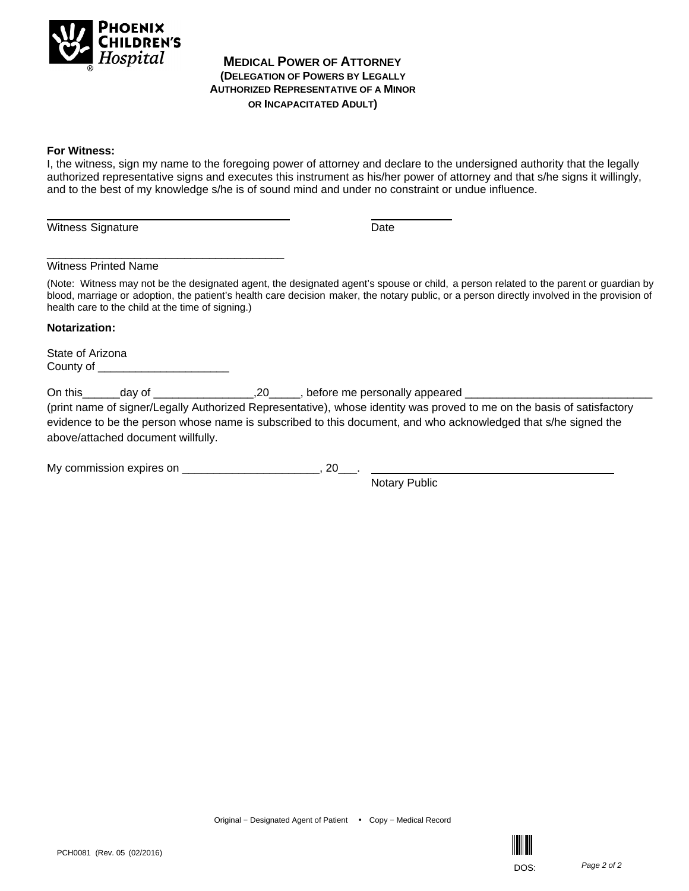# MEDICAL POWER OF ATTORNEY
## (DELEGATION OF POWERS BY LEGALLY AUTHORIZED REPRESENTATIVE OF A MINOR OR INCAPACITATED ADULT)

**For Witness:**
I, the witness, sign my name to the foregoing power of attorney and declare to the undersigned authority that the legally authorized representative signs and executes this instrument as his/her power of attorney and that s/he signs it willingly, and to the best of my knowledge s/he is of sound mind and under no constraint or undue influence.

______________________________________ &nbsp;&nbsp;&nbsp;&nbsp;&nbsp;&nbsp; ____________
Witness Signature &nbsp;&nbsp;&nbsp;&nbsp;&nbsp;&nbsp;&nbsp;&nbsp;&nbsp;&nbsp;&nbsp;&nbsp;&nbsp;&nbsp;&nbsp;&nbsp;&nbsp;&nbsp;&nbsp;&nbsp;&nbsp;&nbsp;&nbsp;&nbsp;&nbsp;&nbsp;&nbsp;&nbsp;&nbsp;&nbsp; Date

______________________________________
Witness Printed Name

(Note: Witness may not be the designated agent, the designated agent's spouse or child, a person related to the parent or guardian by blood, marriage or adoption, the patient's health care decision maker, the notary public, or a person directly involved in the provision of health care to the child at the time of signing.)

**Notarization:**

State of Arizona
County of ____________________

On this______day of ________________,20_____, before me personally appeared ______________________________ (print name of signer/Legally Authorized Representative), whose identity was proved to me on the basis of satisfactory evidence to be the person whose name is subscribed to this document, and who acknowledged that s/he signed the above/attached document willfully.

My commission expires on ______________________, 20___. &nbsp;&nbsp;&nbsp; ______________________________________
Notary Public

Original − Designated Agent of Patient • Copy − Medical Record

PCH0081 (Rev. 05 (02/2016)

DOS: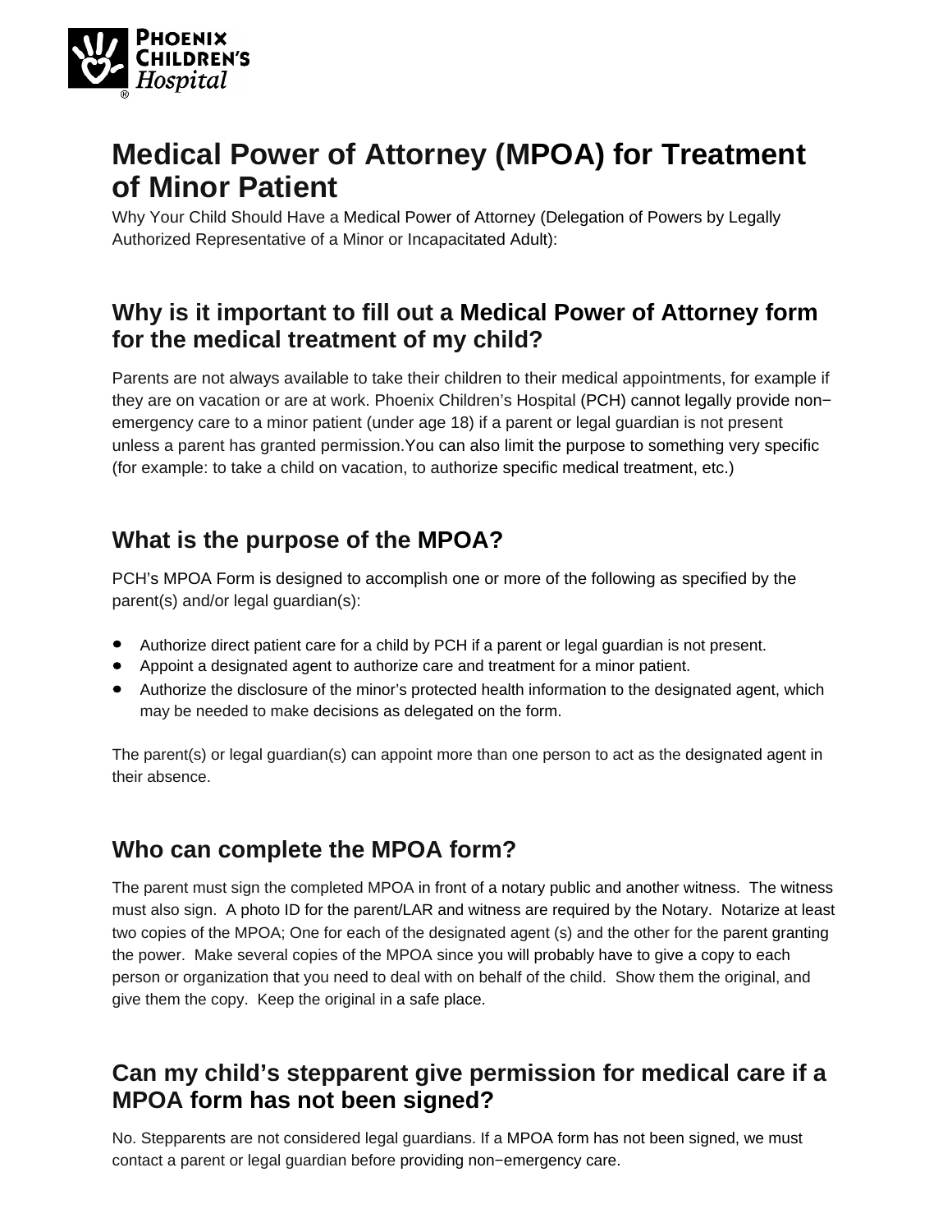# Medical Power of Attorney (MPOA) for Treatment of Minor Patient

Why Your Child Should Have a Medical Power of Attorney (Delegation of Powers by Legally Authorized Representative of a Minor or Incapacitated Adult):

## Why is it important to fill out a Medical Power of Attorney form for the medical treatment of my child?

Parents are not always available to take their children to their medical appointments, for example if they are on vacation or are at work. Phoenix Children's Hospital (PCH) cannot legally provide non−emergency care to a minor patient (under age 18) if a parent or legal guardian is not present unless a parent has granted permission.You can also limit the purpose to something very specific (for example: to take a child on vacation, to authorize specific medical treatment, etc.)

## What is the purpose of the MPOA?

PCH's MPOA Form is designed to accomplish one or more of the following as specified by the parent(s) and/or legal guardian(s):

- Authorize direct patient care for a child by PCH if a parent or legal guardian is not present.
- Appoint a designated agent to authorize care and treatment for a minor patient.
- Authorize the disclosure of the minor's protected health information to the designated agent, which may be needed to make decisions as delegated on the form.

The parent(s) or legal guardian(s) can appoint more than one person to act as the designated agent in their absence.

## Who can complete the MPOA form?

The parent must sign the completed MPOA in front of a notary public and another witness. The witness must also sign. A photo ID for the parent/LAR and witness are required by the Notary. Notarize at least two copies of the MPOA; One for each of the designated agent (s) and the other for the parent granting the power. Make several copies of the MPOA since you will probably have to give a copy to each person or organization that you need to deal with on behalf of the child. Show them the original, and give them the copy. Keep the original in a safe place.

## Can my child's stepparent give permission for medical care if a MPOA form has not been signed?

No. Stepparents are not considered legal guardians. If a MPOA form has not been signed, we must contact a parent or legal guardian before providing non−emergency care.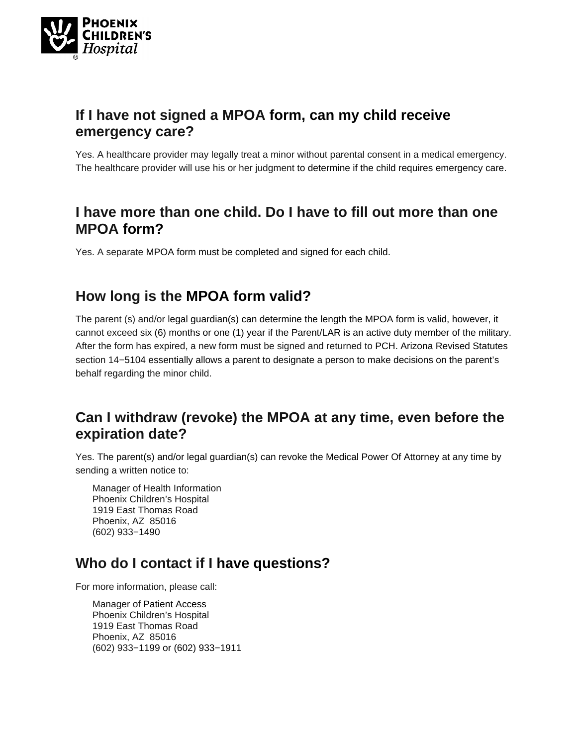## If I have not signed a MPOA form, can my child receive emergency care?

Yes. A healthcare provider may legally treat a minor without parental consent in a medical emergency. The healthcare provider will use his or her judgment to determine if the child requires emergency care.

## I have more than one child. Do I have to fill out more than one MPOA form?

Yes. A separate MPOA form must be completed and signed for each child.

## How long is the MPOA form valid?

The parent (s) and/or legal guardian(s) can determine the length the MPOA form is valid, however, it cannot exceed six (6) months or one (1) year if the Parent/LAR is an active duty member of the military. After the form has expired, a new form must be signed and returned to PCH. Arizona Revised Statutes section 14−5104 essentially allows a parent to designate a person to make decisions on the parent's behalf regarding the minor child.

## Can I withdraw (revoke) the MPOA at any time, even before the expiration date?

Yes. The parent(s) and/or legal guardian(s) can revoke the Medical Power Of Attorney at any time by sending a written notice to:

Manager of Health Information
Phoenix Children's Hospital
1919 East Thomas Road
Phoenix, AZ 85016
(602) 933−1490

## Who do I contact if I have questions?

For more information, please call:

Manager of Patient Access
Phoenix Children's Hospital
1919 East Thomas Road
Phoenix, AZ 85016
(602) 933−1199 or (602) 933−1911